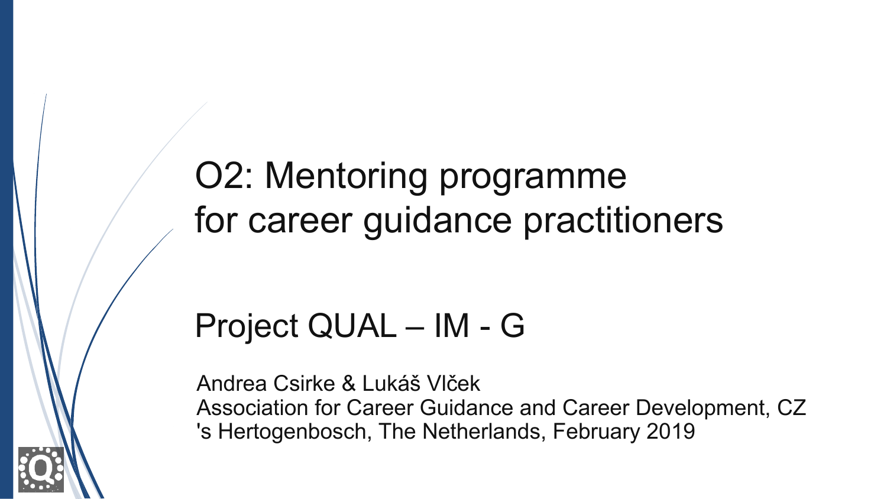# O2: Mentoring programme for career guidance practitioners

## Project QUAL – IM - G

Andrea Csirke & Lukáš Vlček
Association for Career Guidance and Career Development, CZ
's Hertogenbosch, The Netherlands, February 2019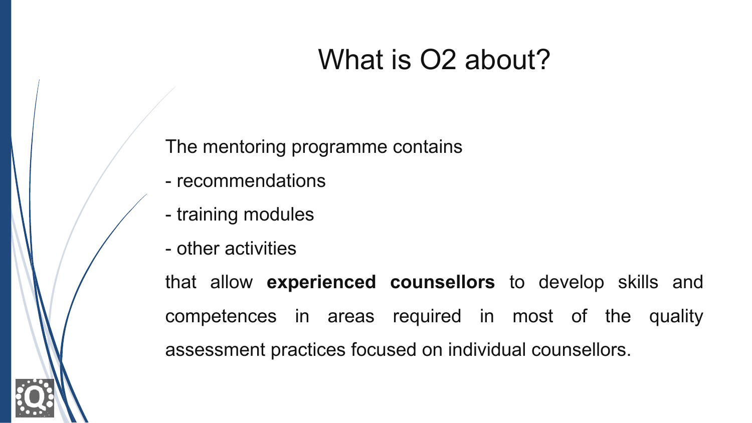# What is O2 about?

The mentoring programme contains

- recommendations
- training modules
- other activities

that allow **experienced counsellors** to develop skills and competences in areas required in most of the quality assessment practices focused on individual counsellors.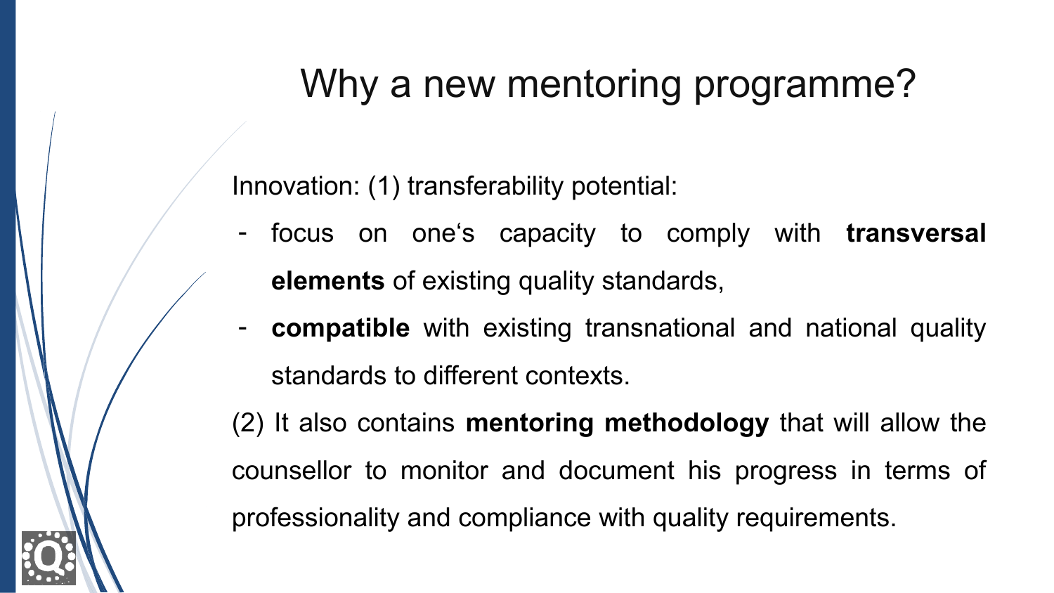# Why a new mentoring programme?

Innovation: (1) transferability potential:

- focus on one‘s capacity to comply with **transversal elements** of existing quality standards,
- **compatible** with existing transnational and national quality standards to different contexts.

(2) It also contains **mentoring methodology** that will allow the counsellor to monitor and document his progress in terms of professionality and compliance with quality requirements.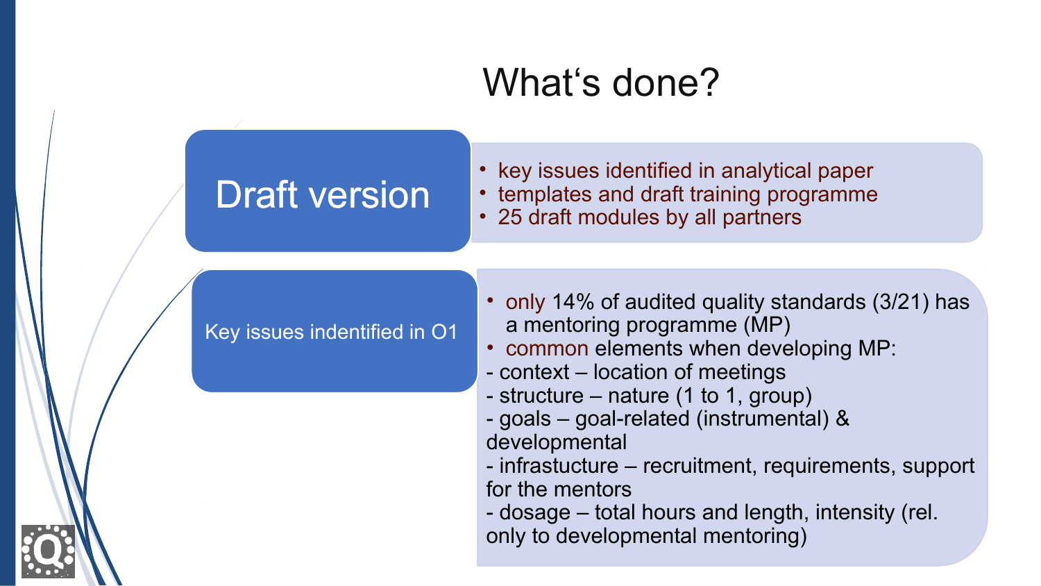# What‘s done?

## Draft version

- key issues identified in analytical paper
- templates and draft training programme
- 25 draft modules by all partners

## Key issues indentified in O1

- only 14% of audited quality standards (3/21) has a mentoring programme (MP)
- common elements when developing MP:

- context – location of meetings
- structure – nature (1 to 1, group)
- goals – goal-related (instrumental) & developmental
- infrastucture – recruitment, requirements, support for the mentors
- dosage – total hours and length, intensity (rel. only to developmental mentoring)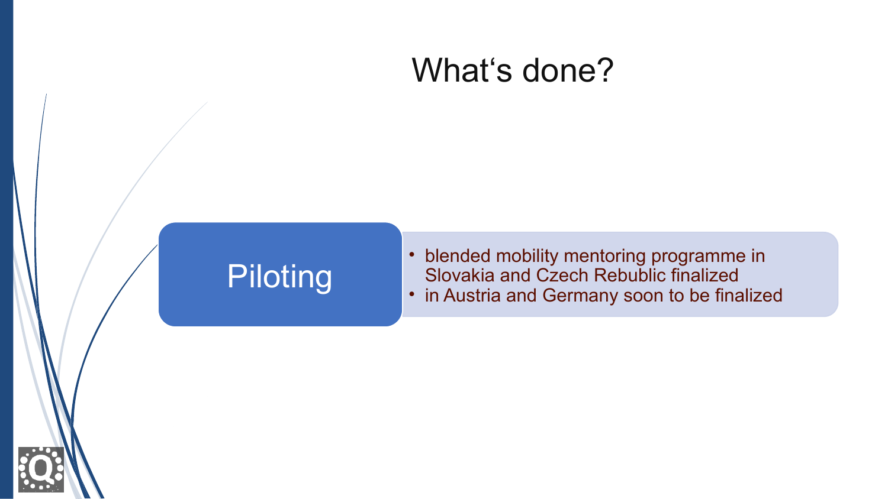# What‘s done?

**Piloting**

- blended mobility mentoring programme in Slovakia and Czech Rebublic finalized
- in Austria and Germany soon to be finalized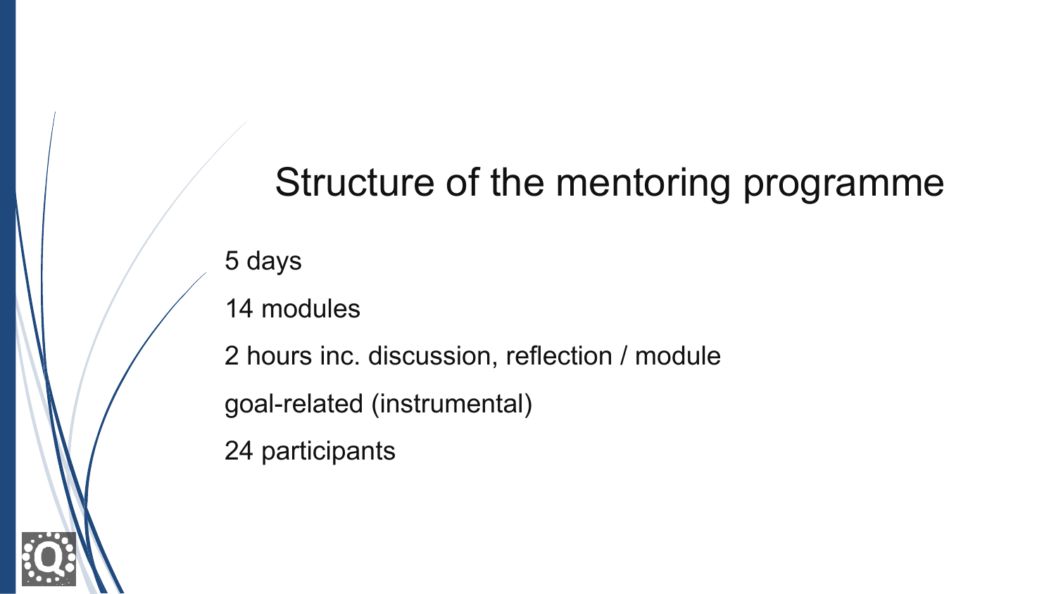# Structure of the mentoring programme

5 days

14 modules

2 hours inc. discussion, reflection / module

goal-related (instrumental)

24 participants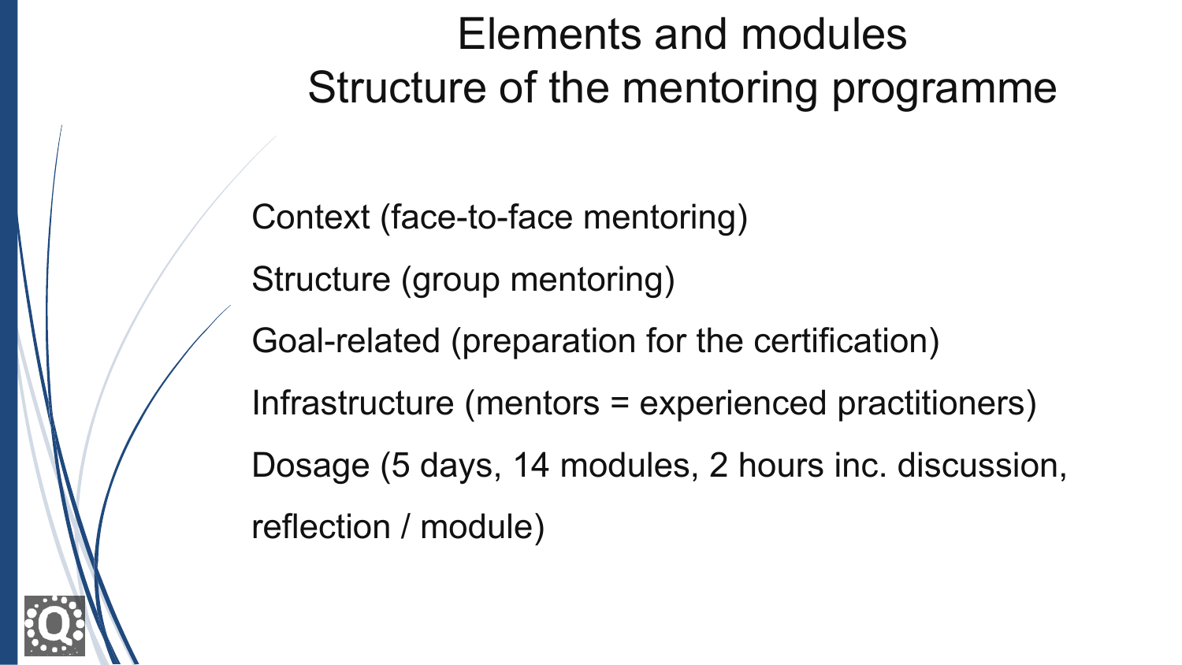# Elements and modules
# Structure of the mentoring programme

Context (face-to-face mentoring)

Structure (group mentoring)

Goal-related (preparation for the certification)

Infrastructure (mentors = experienced practitioners)

Dosage (5 days, 14 modules, 2 hours inc. discussion, reflection / module)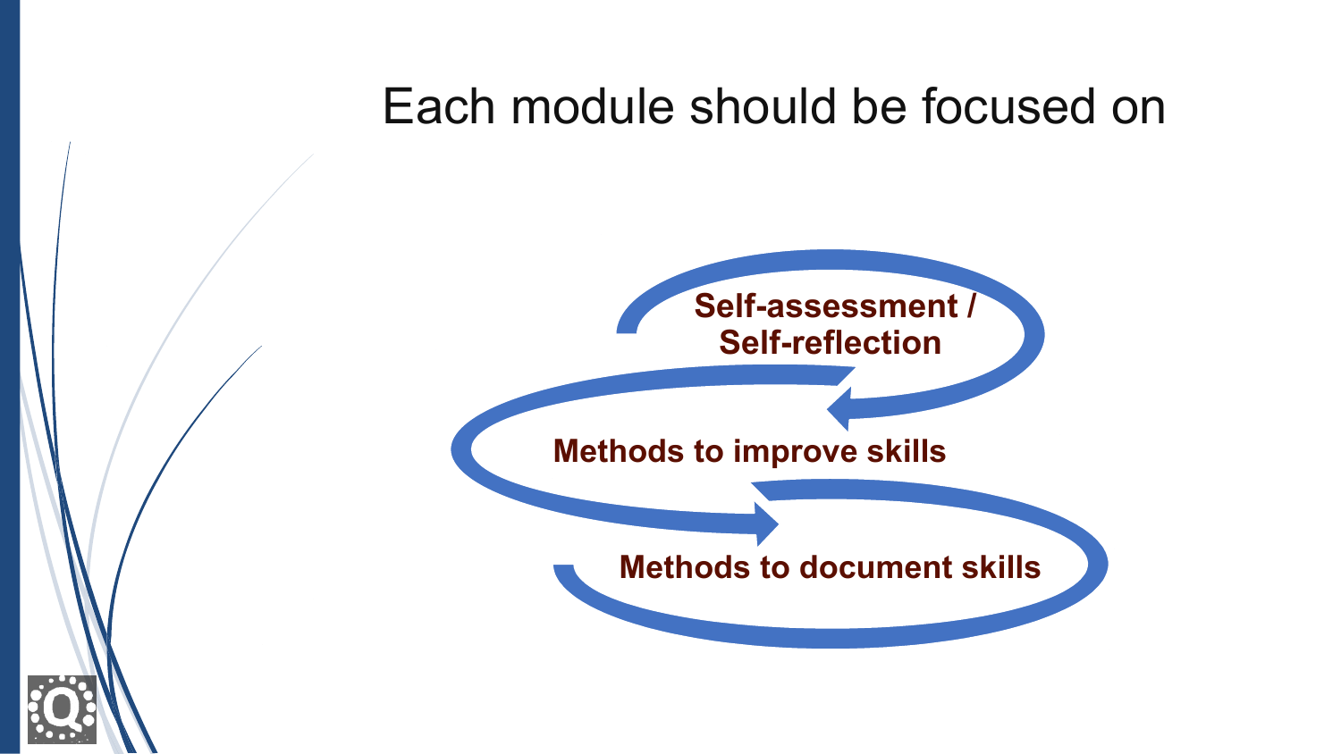# Each module should be focused on

**Self-assessment / Self-reflection**

**Methods to improve skills**

**Methods to document skills**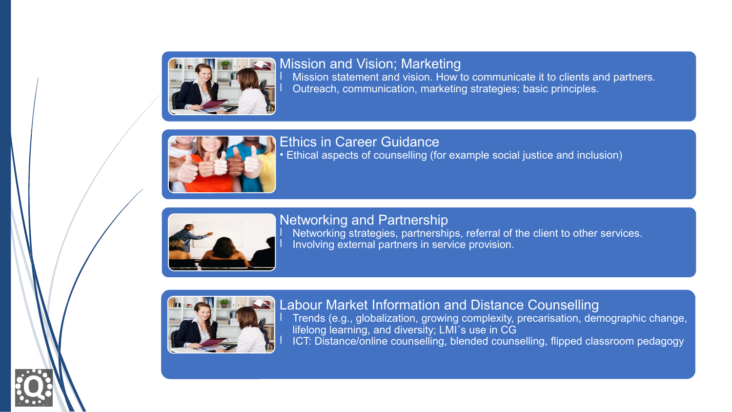## Mission and Vision; Marketing

- Mission statement and vision. How to communicate it to clients and partners.
- Outreach, communication, marketing strategies; basic principles.

## Ethics in Career Guidance

- Ethical aspects of counselling (for example social justice and inclusion)

## Networking and Partnership

- Networking strategies, partnerships, referral of the client to other services.
- Involving external partners in service provision.

## Labour Market Information and Distance Counselling

- Trends (e.g., globalization, growing complexity, precarisation, demographic change, lifelong learning, and diversity; LMI´s use in CG
- ICT: Distance/online counselling, blended counselling, flipped classroom pedagogy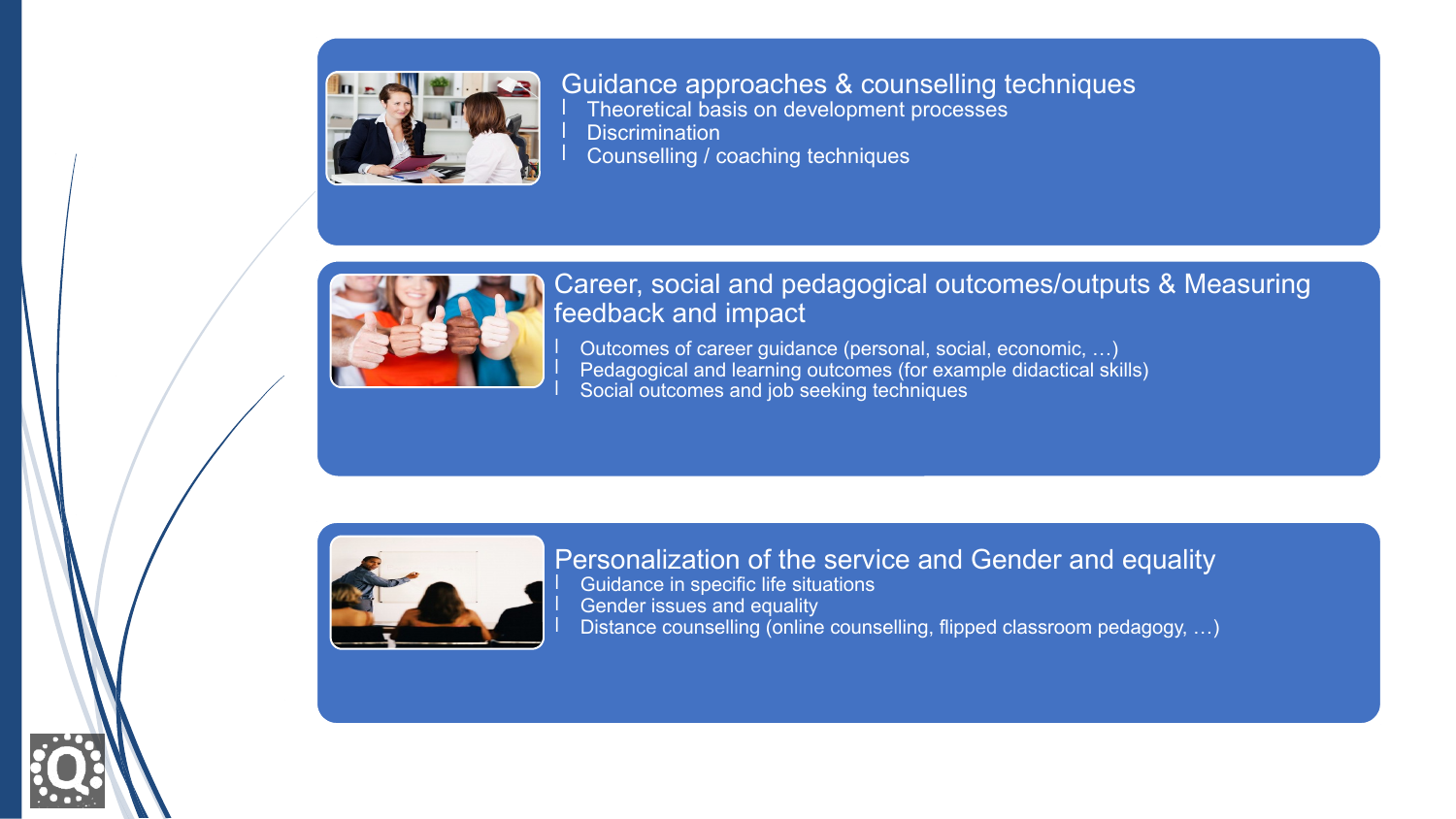## Guidance approaches & counselling techniques

- Theoretical basis on development processes
- Discrimination
- Counselling / coaching techniques

## Career, social and pedagogical outcomes/outputs & Measuring feedback and impact

- Outcomes of career guidance (personal, social, economic, …)
- Pedagogical and learning outcomes (for example didactical skills)
- Social outcomes and job seeking techniques

## Personalization of the service and Gender and equality

- Guidance in specific life situations
- Gender issues and equality
- Distance counselling (online counselling, flipped classroom pedagogy, …)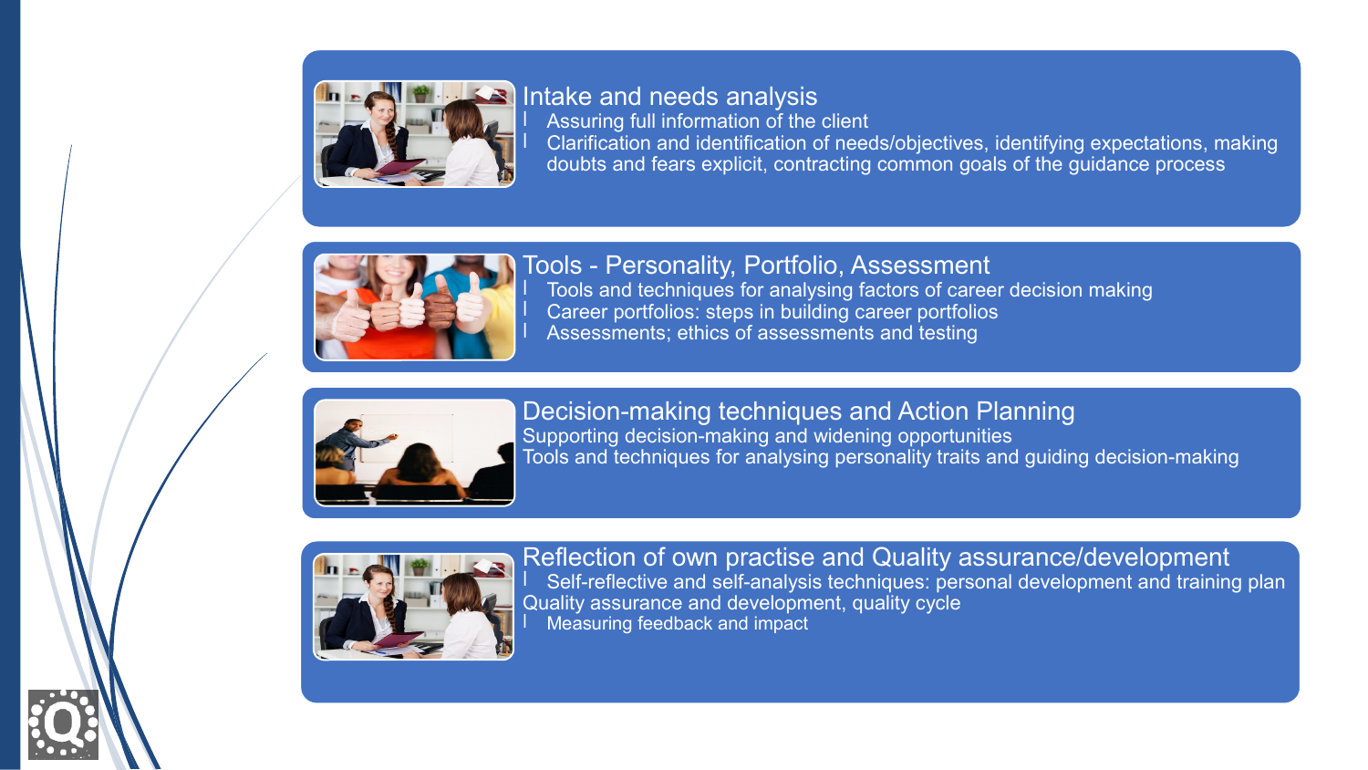## Intake and needs analysis

- Assuring full information of the client
- Clarification and identification of needs/objectives, identifying expectations, making doubts and fears explicit, contracting common goals of the guidance process

## Tools - Personality, Portfolio, Assessment

- Tools and techniques for analysing factors of career decision making
- Career portfolios: steps in building career portfolios
- Assessments; ethics of assessments and testing

## Decision-making techniques and Action Planning

Supporting decision-making and widening opportunities

Tools and techniques for analysing personality traits and guiding decision-making

## Reflection of own practise and Quality assurance/development

- Self-reflective and self-analysis techniques: personal development and training plan

Quality assurance and development, quality cycle

- Measuring feedback and impact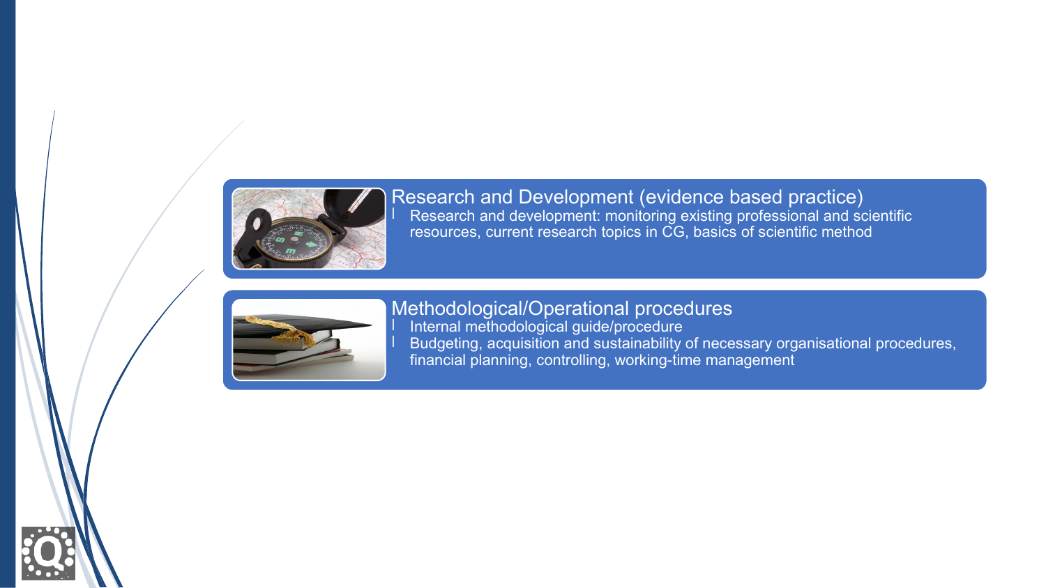## Research and Development (evidence based practice)

- Research and development: monitoring existing professional and scientific resources, current research topics in CG, basics of scientific method

## Methodological/Operational procedures

- Internal methodological guide/procedure
- Budgeting, acquisition and sustainability of necessary organisational procedures, financial planning, controlling, working-time management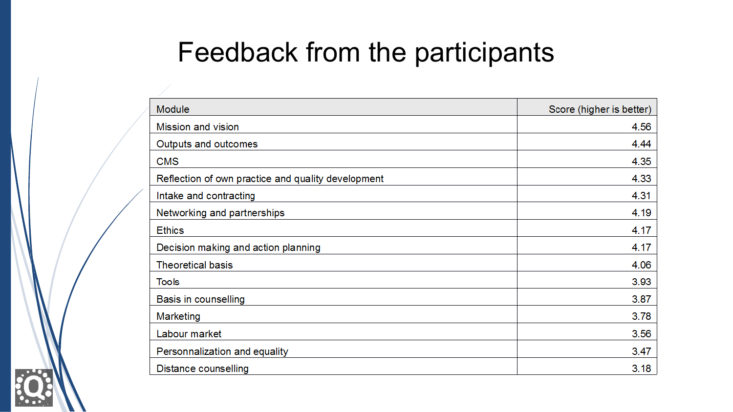# Feedback from the participants

| Module | Score (higher is better) |
|---|---|
| Mission and vision | 4.56 |
| Outputs and outcomes | 4.44 |
| CMS | 4.35 |
| Reflection of own practice and quality development | 4.33 |
| Intake and contracting | 4.31 |
| Networking and partnerships | 4.19 |
| Ethics | 4.17 |
| Decision making and action planning | 4.17 |
| Theoretical basis | 4.06 |
| Tools | 3.93 |
| Basis in counselling | 3.87 |
| Marketing | 3.78 |
| Labour market | 3.56 |
| Personnalization and equality | 3.47 |
| Distance counselling | 3.18 |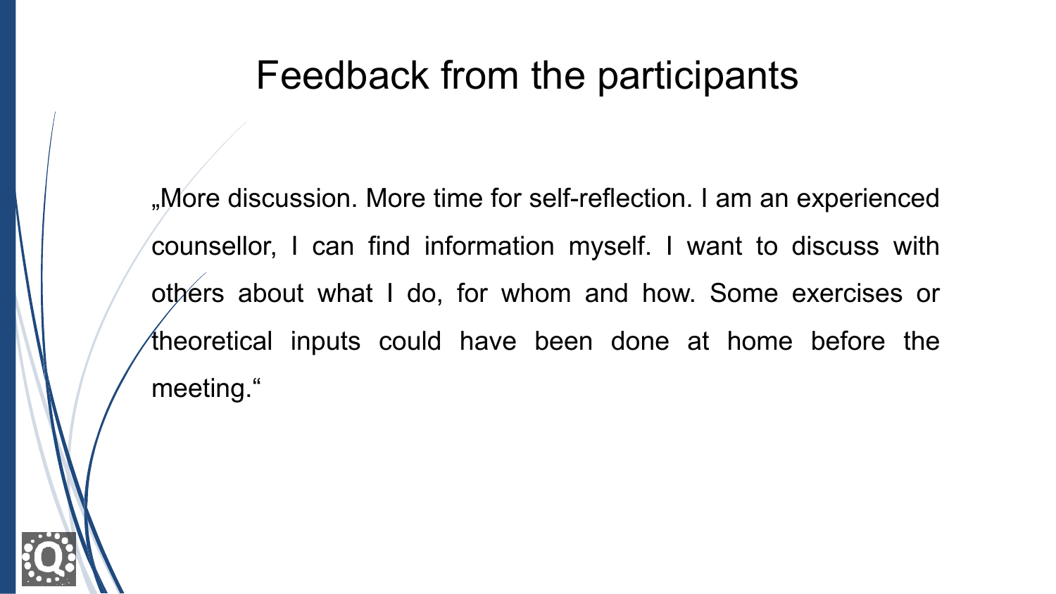# Feedback from the participants

„More discussion. More time for self-reflection. I am an experienced counsellor, I can find information myself. I want to discuss with others about what I do, for whom and how. Some exercises or theoretical inputs could have been done at home before the meeting."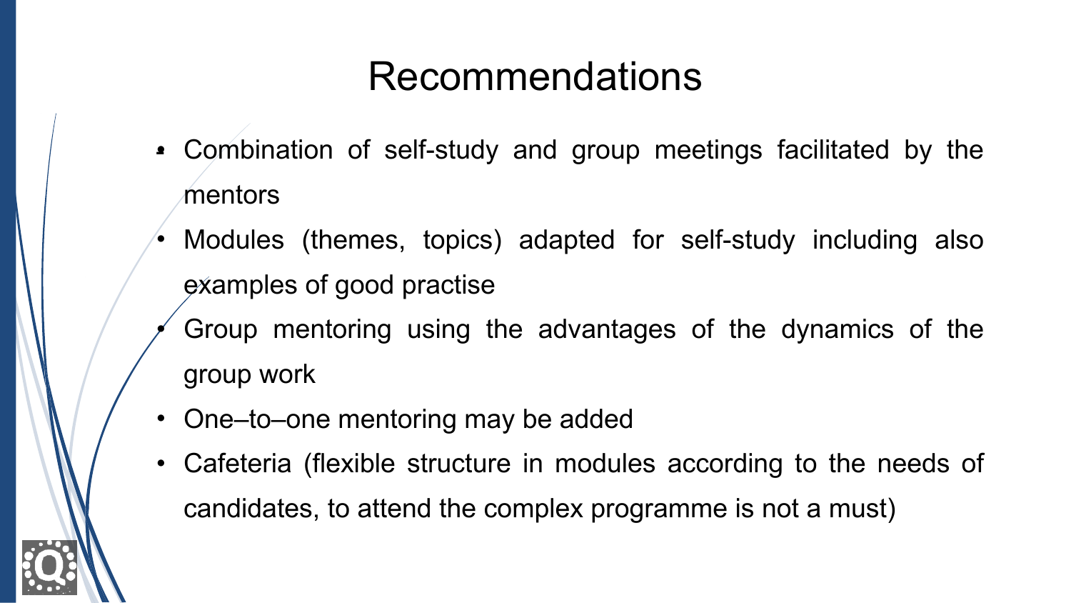# Recommendations

- Combination of self-study and group meetings facilitated by the mentors
- Modules (themes, topics) adapted for self-study including also examples of good practise
- Group mentoring using the advantages of the dynamics of the group work
- One–to–one mentoring may be added
- Cafeteria (flexible structure in modules according to the needs of candidates, to attend the complex programme is not a must)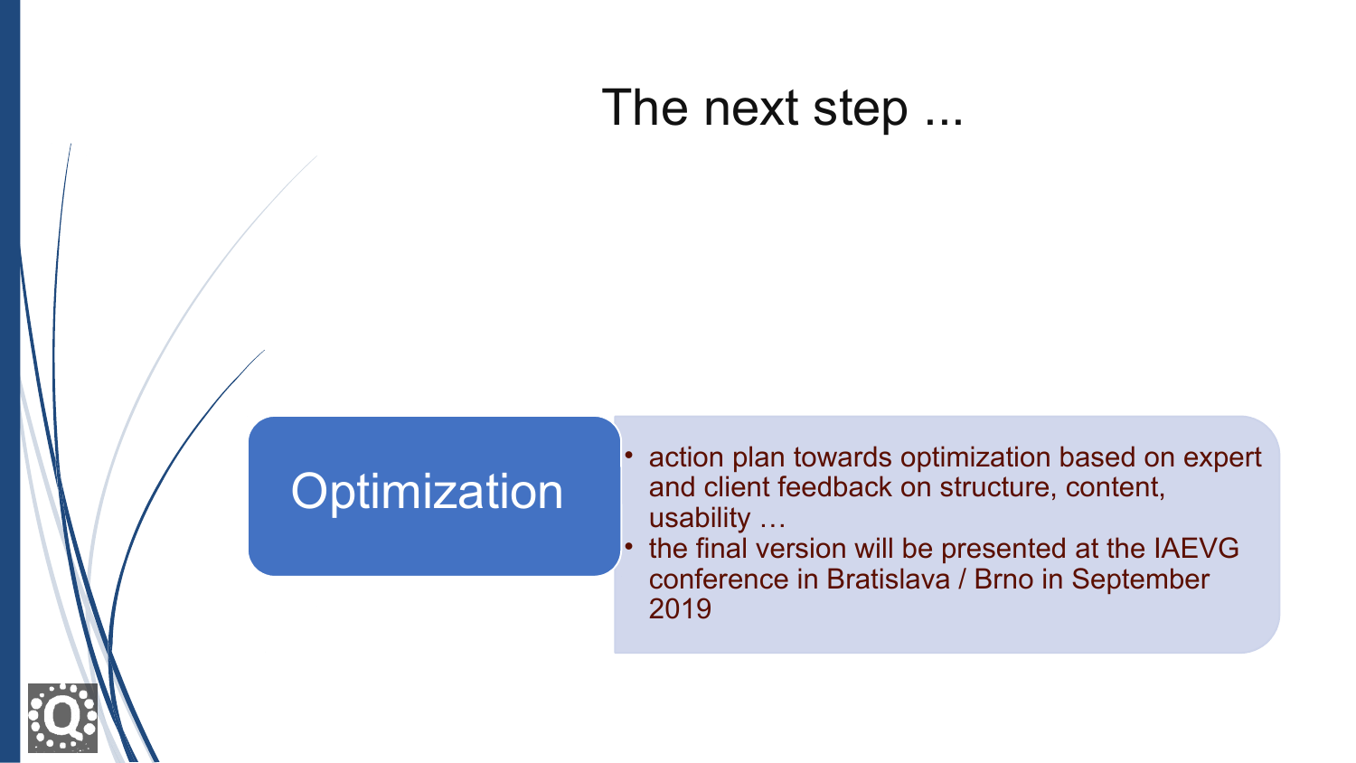# The next step ...

**Optimization**

- action plan towards optimization based on expert and client feedback on structure, content, usability …
- the final version will be presented at the IAEVG conference in Bratislava / Brno in September 2019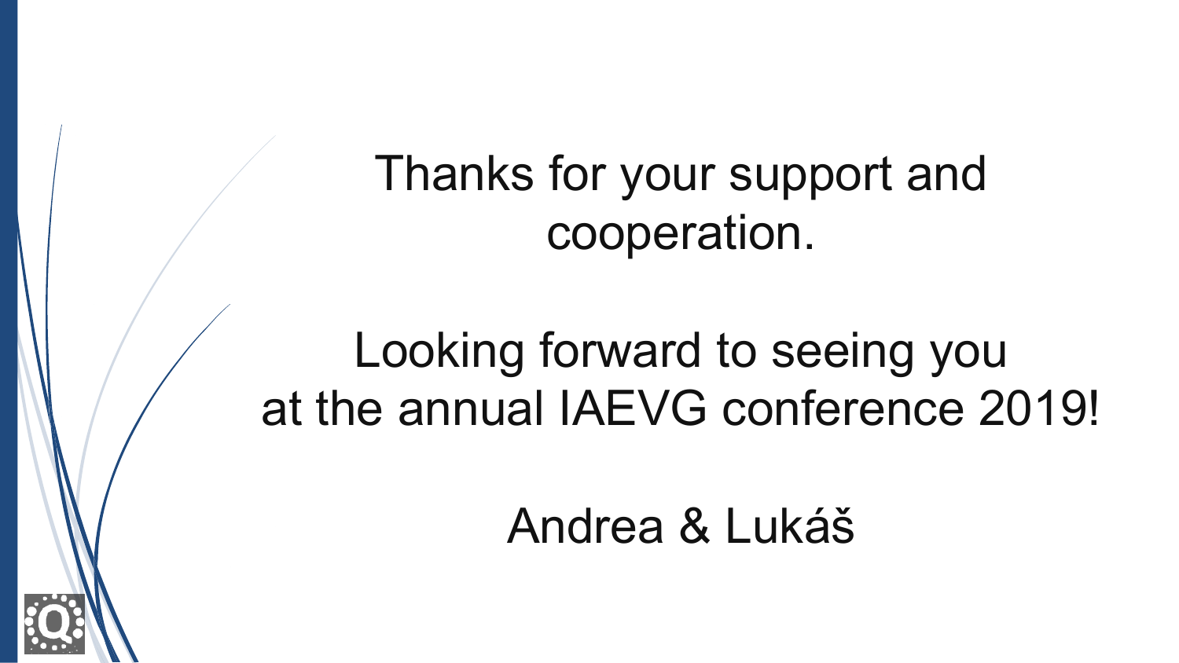Thanks for your support and cooperation.

Looking forward to seeing you at the annual IAEVG conference 2019!

Andrea & Lukáš